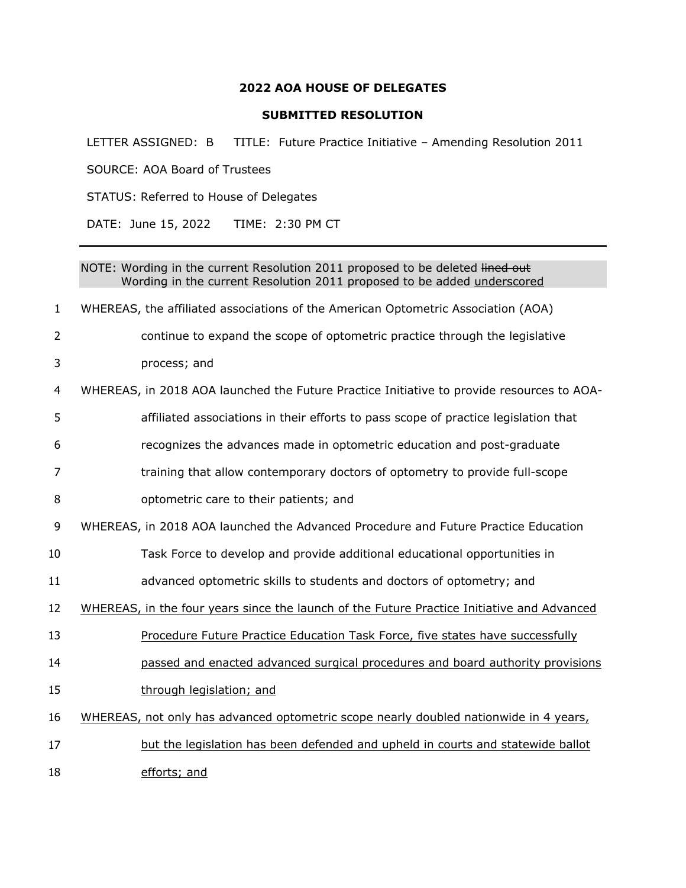**2022 AOA HOUSE OF DELEGATES**

**SUBMITTED RESOLUTION**

LETTER ASSIGNED: B TITLE: Future Practice Initiative – Amending Resolution 2011

SOURCE: AOA Board of Trustees

STATUS: Referred to House of Delegates

DATE: June 15, 2022 TIME: 2:30 PM CT

---

NOTE: Wording in the current Resolution 2011 proposed to be deleted ~~lined out~~
Wording in the current Resolution 2011 proposed to be added <u>underscored</u>

1 WHEREAS, the affiliated associations of the American Optometric Association (AOA)
2 continue to expand the scope of optometric practice through the legislative
3 process; and

4 WHEREAS, in 2018 AOA launched the Future Practice Initiative to provide resources to AOA-
5 affiliated associations in their efforts to pass scope of practice legislation that
6 recognizes the advances made in optometric education and post-graduate
7 training that allow contemporary doctors of optometry to provide full-scope
8 optometric care to their patients; and

9 WHEREAS, in 2018 AOA launched the Advanced Procedure and Future Practice Education
10 Task Force to develop and provide additional educational opportunities in
11 advanced optometric skills to students and doctors of optometry; and

12 <u>WHEREAS, in the four years since the launch of the Future Practice Initiative and Advanced</u>
13 <u>Procedure Future Practice Education Task Force, five states have successfully</u>
14 <u>passed and enacted advanced surgical procedures and board authority provisions</u>
15 <u>through legislation; and</u>

16 <u>WHEREAS, not only has advanced optometric scope nearly doubled nationwide in 4 years,</u>
17 <u>but the legislation has been defended and upheld in courts and statewide ballot</u>
18 <u>efforts; and</u>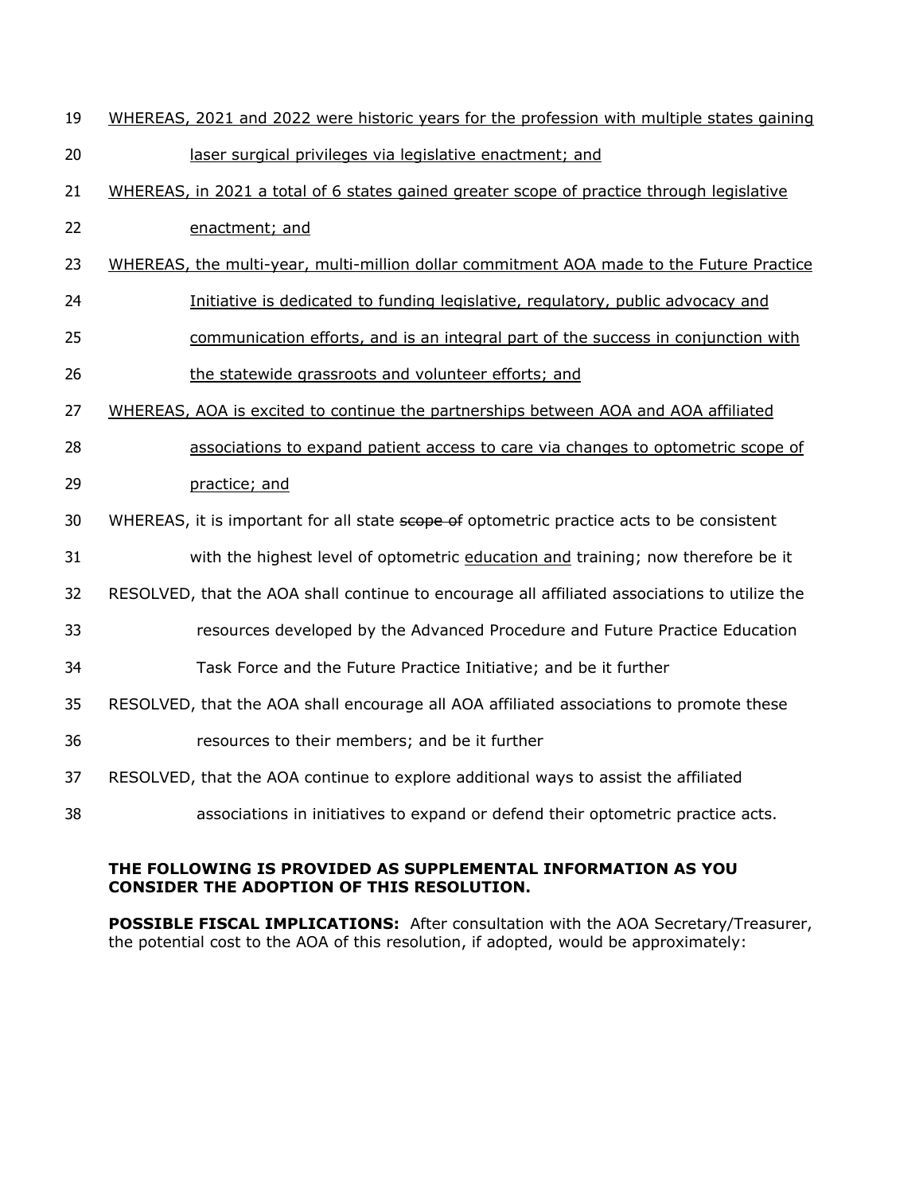19 WHEREAS, 2021 and 2022 were historic years for the profession with multiple states gaining
20 laser surgical privileges via legislative enactment; and
21 WHEREAS, in 2021 a total of 6 states gained greater scope of practice through legislative
22 enactment; and
23 WHEREAS, the multi-year, multi-million dollar commitment AOA made to the Future Practice
24 Initiative is dedicated to funding legislative, regulatory, public advocacy and
25 communication efforts, and is an integral part of the success in conjunction with
26 the statewide grassroots and volunteer efforts; and
27 WHEREAS, AOA is excited to continue the partnerships between AOA and AOA affiliated
28 associations to expand patient access to care via changes to optometric scope of
29 practice; and
30 WHEREAS, it is important for all state ~~scope of~~ optometric practice acts to be consistent
31 with the highest level of optometric education and training; now therefore be it
32 RESOLVED, that the AOA shall continue to encourage all affiliated associations to utilize the
33 resources developed by the Advanced Procedure and Future Practice Education
34 Task Force and the Future Practice Initiative; and be it further
35 RESOLVED, that the AOA shall encourage all AOA affiliated associations to promote these
36 resources to their members; and be it further
37 RESOLVED, that the AOA continue to explore additional ways to assist the affiliated
38 associations in initiatives to expand or defend their optometric practice acts.

**THE FOLLOWING IS PROVIDED AS SUPPLEMENTAL INFORMATION AS YOU CONSIDER THE ADOPTION OF THIS RESOLUTION.**

**POSSIBLE FISCAL IMPLICATIONS:** After consultation with the AOA Secretary/Treasurer, the potential cost to the AOA of this resolution, if adopted, would be approximately: